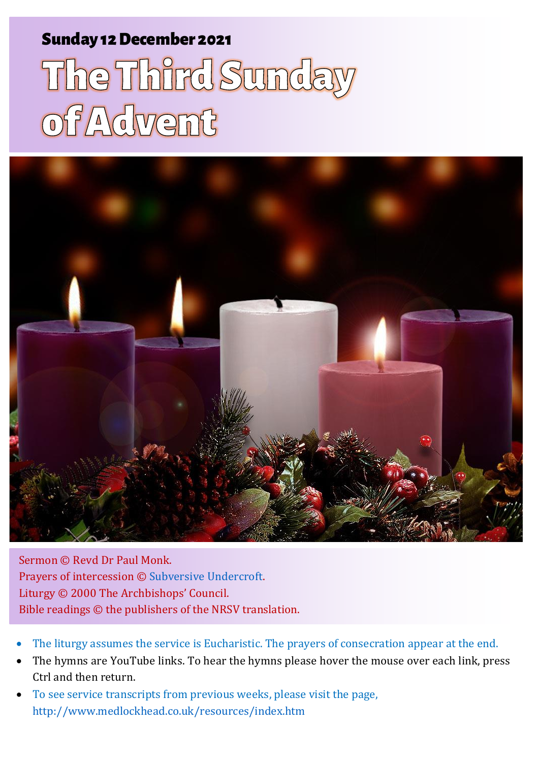**Sunday 12 December 2021**

# The Third Sunday of Advent

Sermon © Revd Dr Paul Monk.
Prayers of intercession © Subversive Undercroft.
Liturgy © 2000 The Archbishops' Council.
Bible readings © the publishers of the NRSV translation.

- The liturgy assumes the service is Eucharistic. The prayers of consecration appear at the end.
- The hymns are YouTube links. To hear the hymns please hover the mouse over each link, press Ctrl and then return.
- To see service transcripts from previous weeks, please visit the page, http://www.medlockhead.co.uk/resources/index.htm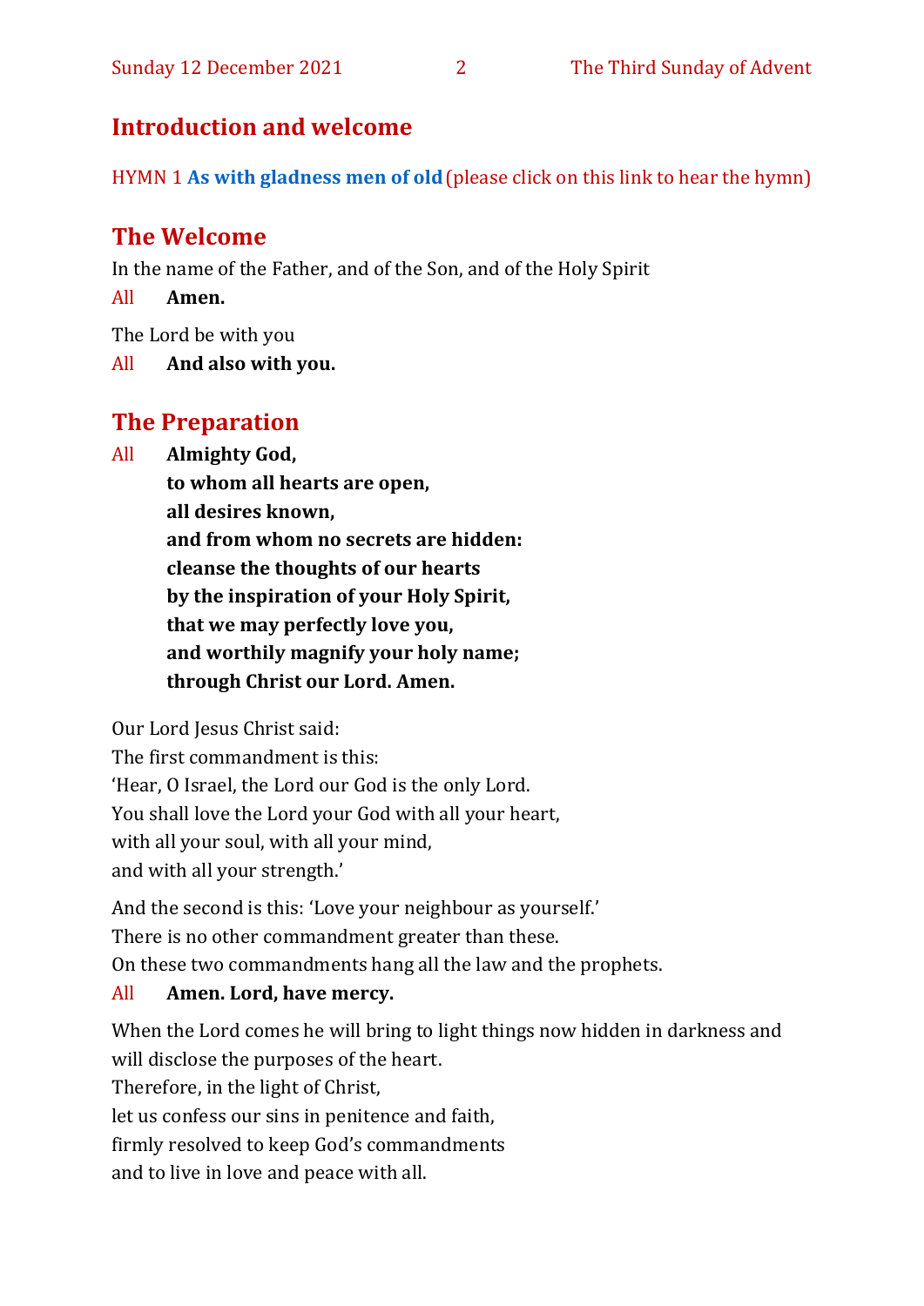## Introduction and welcome

HYMN 1 **As with gladness men of old** (please click on this link to hear the hymn)

## The Welcome

In the name of the Father, and of the Son, and of the Holy Spirit

All **Amen.**

The Lord be with you

All **And also with you.**

## The Preparation

All **Almighty God,**
**to whom all hearts are open,**
**all desires known,**
**and from whom no secrets are hidden:**
**cleanse the thoughts of our hearts**
**by the inspiration of your Holy Spirit,**
**that we may perfectly love you,**
**and worthily magnify your holy name;**
**through Christ our Lord. Amen.**

Our Lord Jesus Christ said:
The first commandment is this:
'Hear, O Israel, the Lord our God is the only Lord.
You shall love the Lord your God with all your heart,
with all your soul, with all your mind,
and with all your strength.'

And the second is this: 'Love your neighbour as yourself.'
There is no other commandment greater than these.
On these two commandments hang all the law and the prophets.

All **Amen. Lord, have mercy.**

When the Lord comes he will bring to light things now hidden in darkness and will disclose the purposes of the heart.
Therefore, in the light of Christ,
let us confess our sins in penitence and faith,
firmly resolved to keep God's commandments
and to live in love and peace with all.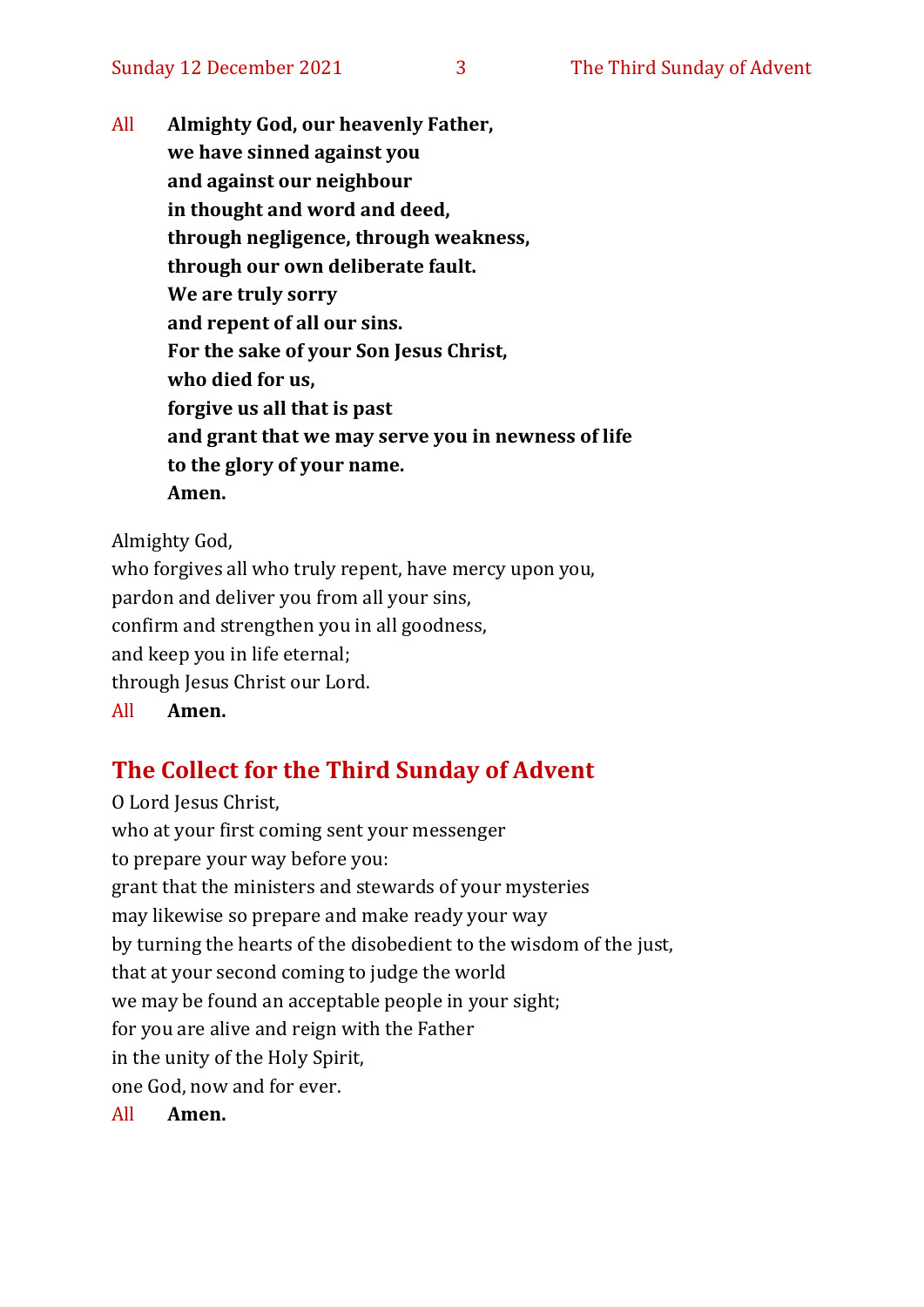All **Almighty God, our heavenly Father,**
**we have sinned against you**
**and against our neighbour**
**in thought and word and deed,**
**through negligence, through weakness,**
**through our own deliberate fault.**
**We are truly sorry**
**and repent of all our sins.**
**For the sake of your Son Jesus Christ,**
**who died for us,**
**forgive us all that is past**
**and grant that we may serve you in newness of life**
**to the glory of your name.**
**Amen.**

Almighty God,
who forgives all who truly repent, have mercy upon you,
pardon and deliver you from all your sins,
confirm and strengthen you in all goodness,
and keep you in life eternal;
through Jesus Christ our Lord.
All **Amen.**

## The Collect for the Third Sunday of Advent

O Lord Jesus Christ,
who at your first coming sent your messenger
to prepare your way before you:
grant that the ministers and stewards of your mysteries
may likewise so prepare and make ready your way
by turning the hearts of the disobedient to the wisdom of the just,
that at your second coming to judge the world
we may be found an acceptable people in your sight;
for you are alive and reign with the Father
in the unity of the Holy Spirit,
one God, now and for ever.
All **Amen.**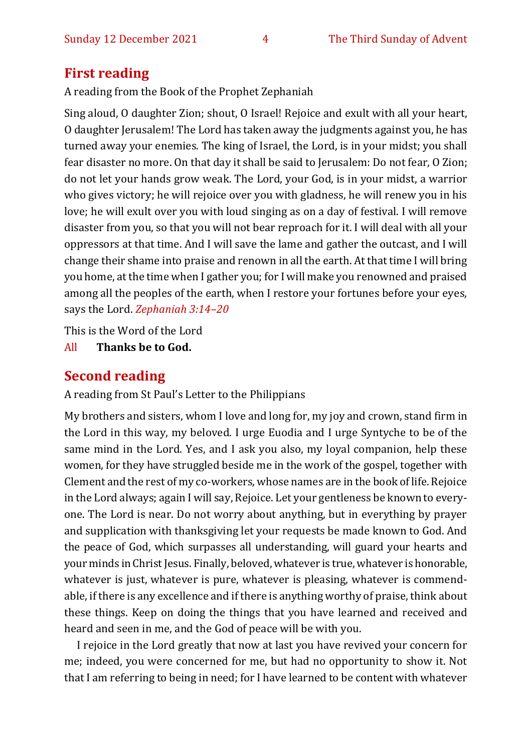## First reading

A reading from the Book of the Prophet Zephaniah

Sing aloud, O daughter Zion; shout, O Israel! Rejoice and exult with all your heart, O daughter Jerusalem! The Lord has taken away the judgments against you, he has turned away your enemies. The king of Israel, the Lord, is in your midst; you shall fear disaster no more. On that day it shall be said to Jerusalem: Do not fear, O Zion; do not let your hands grow weak. The Lord, your God, is in your midst, a warrior who gives victory; he will rejoice over you with gladness, he will renew you in his love; he will exult over you with loud singing as on a day of festival. I will remove disaster from you, so that you will not bear reproach for it. I will deal with all your oppressors at that time. And I will save the lame and gather the outcast, and I will change their shame into praise and renown in all the earth. At that time I will bring you home, at the time when I gather you; for I will make you renowned and praised among all the peoples of the earth, when I restore your fortunes before your eyes, says the Lord. *Zephaniah 3:14–20*

This is the Word of the Lord

All **Thanks be to God.**

## Second reading

A reading from St Paul's Letter to the Philippians

My brothers and sisters, whom I love and long for, my joy and crown, stand firm in the Lord in this way, my beloved. I urge Euodia and I urge Syntyche to be of the same mind in the Lord. Yes, and I ask you also, my loyal companion, help these women, for they have struggled beside me in the work of the gospel, together with Clement and the rest of my co-workers, whose names are in the book of life. Rejoice in the Lord always; again I will say, Rejoice. Let your gentleness be known to everyone. The Lord is near. Do not worry about anything, but in everything by prayer and supplication with thanksgiving let your requests be made known to God. And the peace of God, which surpasses all understanding, will guard your hearts and your minds in Christ Jesus. Finally, beloved, whatever is true, whatever is honorable, whatever is just, whatever is pure, whatever is pleasing, whatever is commendable, if there is any excellence and if there is anything worthy of praise, think about these things. Keep on doing the things that you have learned and received and heard and seen in me, and the God of peace will be with you.

I rejoice in the Lord greatly that now at last you have revived your concern for me; indeed, you were concerned for me, but had no opportunity to show it. Not that I am referring to being in need; for I have learned to be content with whatever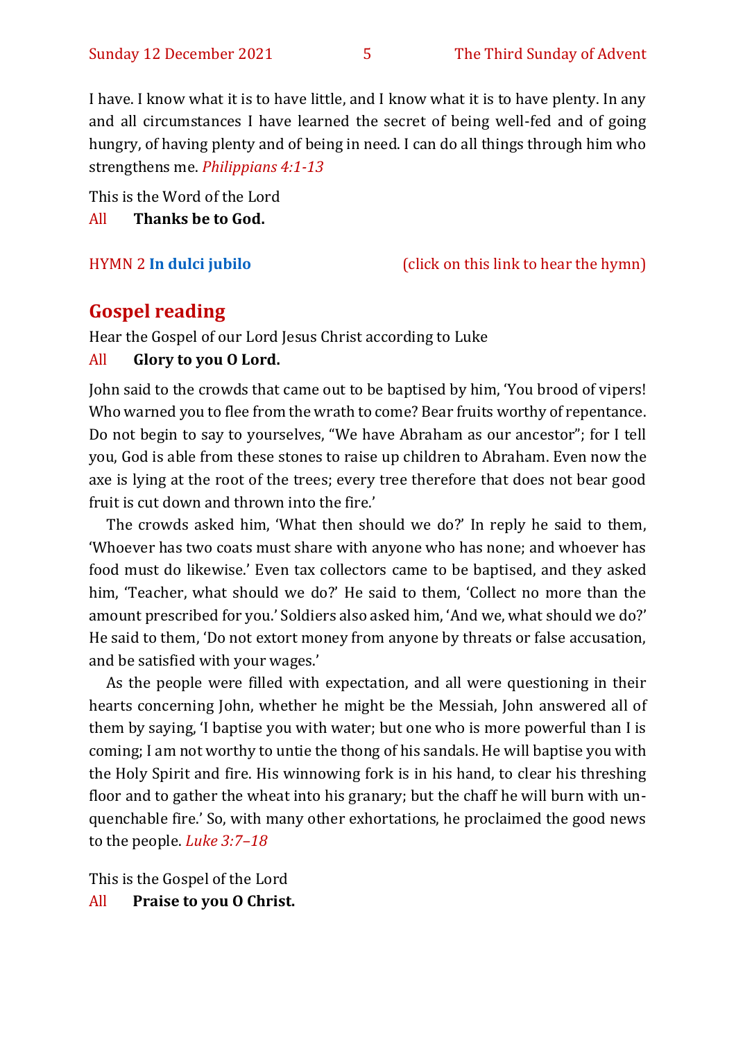I have. I know what it is to have little, and I know what it is to have plenty. In any and all circumstances I have learned the secret of being well-fed and of going hungry, of having plenty and of being in need. I can do all things through him who strengthens me. *Philippians 4:1-13*

This is the Word of the Lord
All **Thanks be to God.**

HYMN 2 **In dulci jubilo** (click on this link to hear the hymn)

## Gospel reading

Hear the Gospel of our Lord Jesus Christ according to Luke
All **Glory to you O Lord.**

John said to the crowds that came out to be baptised by him, 'You brood of vipers! Who warned you to flee from the wrath to come? Bear fruits worthy of repentance. Do not begin to say to yourselves, "We have Abraham as our ancestor"; for I tell you, God is able from these stones to raise up children to Abraham. Even now the axe is lying at the root of the trees; every tree therefore that does not bear good fruit is cut down and thrown into the fire.'

The crowds asked him, 'What then should we do?' In reply he said to them, 'Whoever has two coats must share with anyone who has none; and whoever has food must do likewise.' Even tax collectors came to be baptised, and they asked him, 'Teacher, what should we do?' He said to them, 'Collect no more than the amount prescribed for you.' Soldiers also asked him, 'And we, what should we do?' He said to them, 'Do not extort money from anyone by threats or false accusation, and be satisfied with your wages.'

As the people were filled with expectation, and all were questioning in their hearts concerning John, whether he might be the Messiah, John answered all of them by saying, 'I baptise you with water; but one who is more powerful than I is coming; I am not worthy to untie the thong of his sandals. He will baptise you with the Holy Spirit and fire. His winnowing fork is in his hand, to clear his threshing floor and to gather the wheat into his granary; but the chaff he will burn with unquenchable fire.' So, with many other exhortations, he proclaimed the good news to the people. *Luke 3:7–18*

This is the Gospel of the Lord
All **Praise to you O Christ.**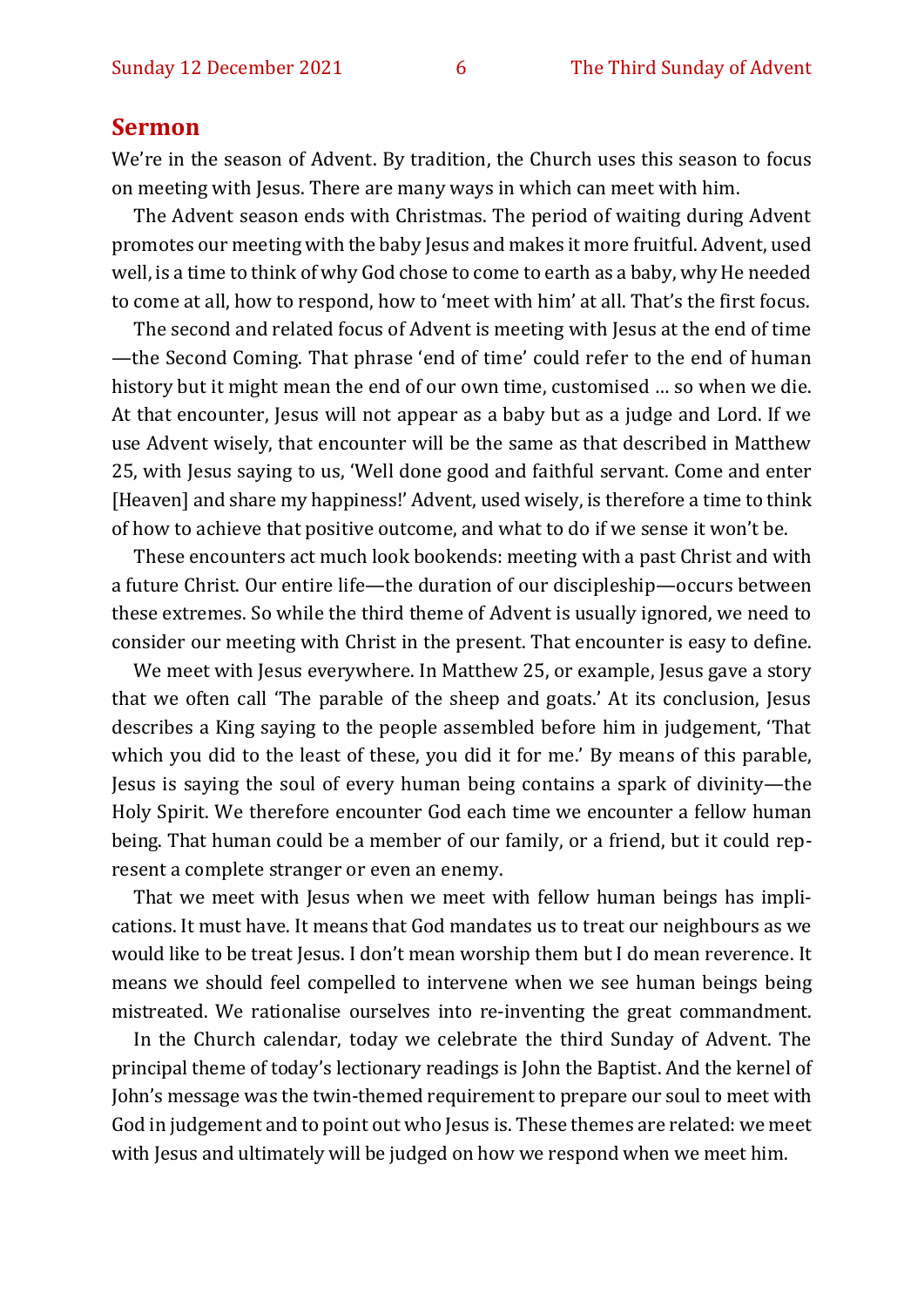## Sermon

We're in the season of Advent. By tradition, the Church uses this season to focus on meeting with Jesus. There are many ways in which can meet with him.

The Advent season ends with Christmas. The period of waiting during Advent promotes our meeting with the baby Jesus and makes it more fruitful. Advent, used well, is a time to think of why God chose to come to earth as a baby, why He needed to come at all, how to respond, how to 'meet with him' at all. That's the first focus.

The second and related focus of Advent is meeting with Jesus at the end of time—the Second Coming. That phrase 'end of time' could refer to the end of human history but it might mean the end of our own time, customised … so when we die. At that encounter, Jesus will not appear as a baby but as a judge and Lord. If we use Advent wisely, that encounter will be the same as that described in Matthew 25, with Jesus saying to us, 'Well done good and faithful servant. Come and enter [Heaven] and share my happiness!' Advent, used wisely, is therefore a time to think of how to achieve that positive outcome, and what to do if we sense it won't be.

These encounters act much look bookends: meeting with a past Christ and with a future Christ. Our entire life—the duration of our discipleship—occurs between these extremes. So while the third theme of Advent is usually ignored, we need to consider our meeting with Christ in the present. That encounter is easy to define.

We meet with Jesus everywhere. In Matthew 25, or example, Jesus gave a story that we often call 'The parable of the sheep and goats.' At its conclusion, Jesus describes a King saying to the people assembled before him in judgement, 'That which you did to the least of these, you did it for me.' By means of this parable, Jesus is saying the soul of every human being contains a spark of divinity—the Holy Spirit. We therefore encounter God each time we encounter a fellow human being. That human could be a member of our family, or a friend, but it could represent a complete stranger or even an enemy.

That we meet with Jesus when we meet with fellow human beings has implications. It must have. It means that God mandates us to treat our neighbours as we would like to be treat Jesus. I don't mean worship them but I do mean reverence. It means we should feel compelled to intervene when we see human beings being mistreated. We rationalise ourselves into re-inventing the great commandment.

In the Church calendar, today we celebrate the third Sunday of Advent. The principal theme of today's lectionary readings is John the Baptist. And the kernel of John's message was the twin-themed requirement to prepare our soul to meet with God in judgement and to point out who Jesus is. These themes are related: we meet with Jesus and ultimately will be judged on how we respond when we meet him.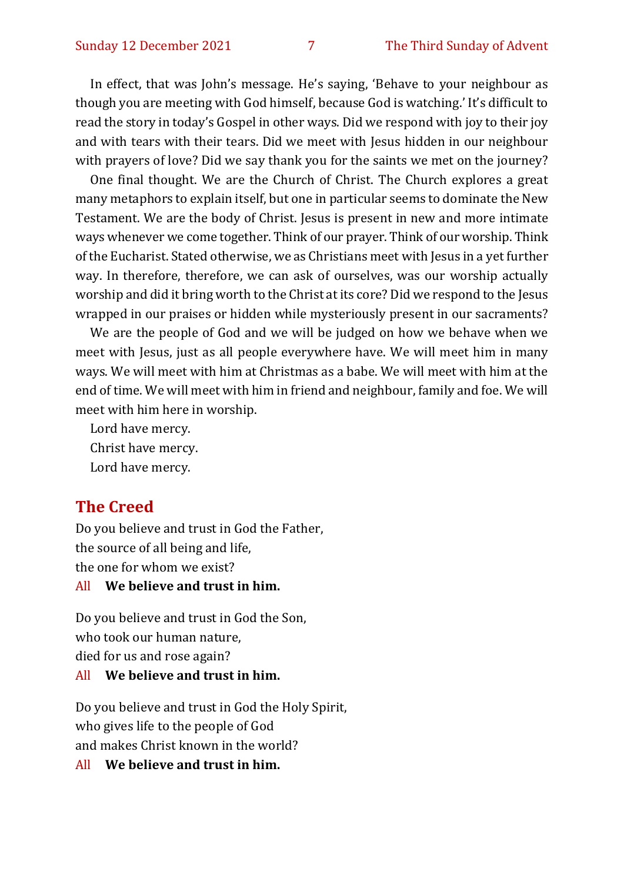In effect, that was John's message. He's saying, 'Behave to your neighbour as though you are meeting with God himself, because God is watching.' It's difficult to read the story in today's Gospel in other ways. Did we respond with joy to their joy and with tears with their tears. Did we meet with Jesus hidden in our neighbour with prayers of love? Did we say thank you for the saints we met on the journey?

One final thought. We are the Church of Christ. The Church explores a great many metaphors to explain itself, but one in particular seems to dominate the New Testament. We are the body of Christ. Jesus is present in new and more intimate ways whenever we come together. Think of our prayer. Think of our worship. Think of the Eucharist. Stated otherwise, we as Christians meet with Jesus in a yet further way. In therefore, therefore, we can ask of ourselves, was our worship actually worship and did it bring worth to the Christ at its core? Did we respond to the Jesus wrapped in our praises or hidden while mysteriously present in our sacraments?

We are the people of God and we will be judged on how we behave when we meet with Jesus, just as all people everywhere have. We will meet him in many ways. We will meet with him at Christmas as a babe. We will meet with him at the end of time. We will meet with him in friend and neighbour, family and foe. We will meet with him here in worship.

Lord have mercy.
Christ have mercy.
Lord have mercy.

## The Creed

Do you believe and trust in God the Father,
the source of all being and life,
the one for whom we exist?

All **We believe and trust in him.**

Do you believe and trust in God the Son,
who took our human nature,
died for us and rose again?

All **We believe and trust in him.**

Do you believe and trust in God the Holy Spirit,
who gives life to the people of God
and makes Christ known in the world?

All **We believe and trust in him.**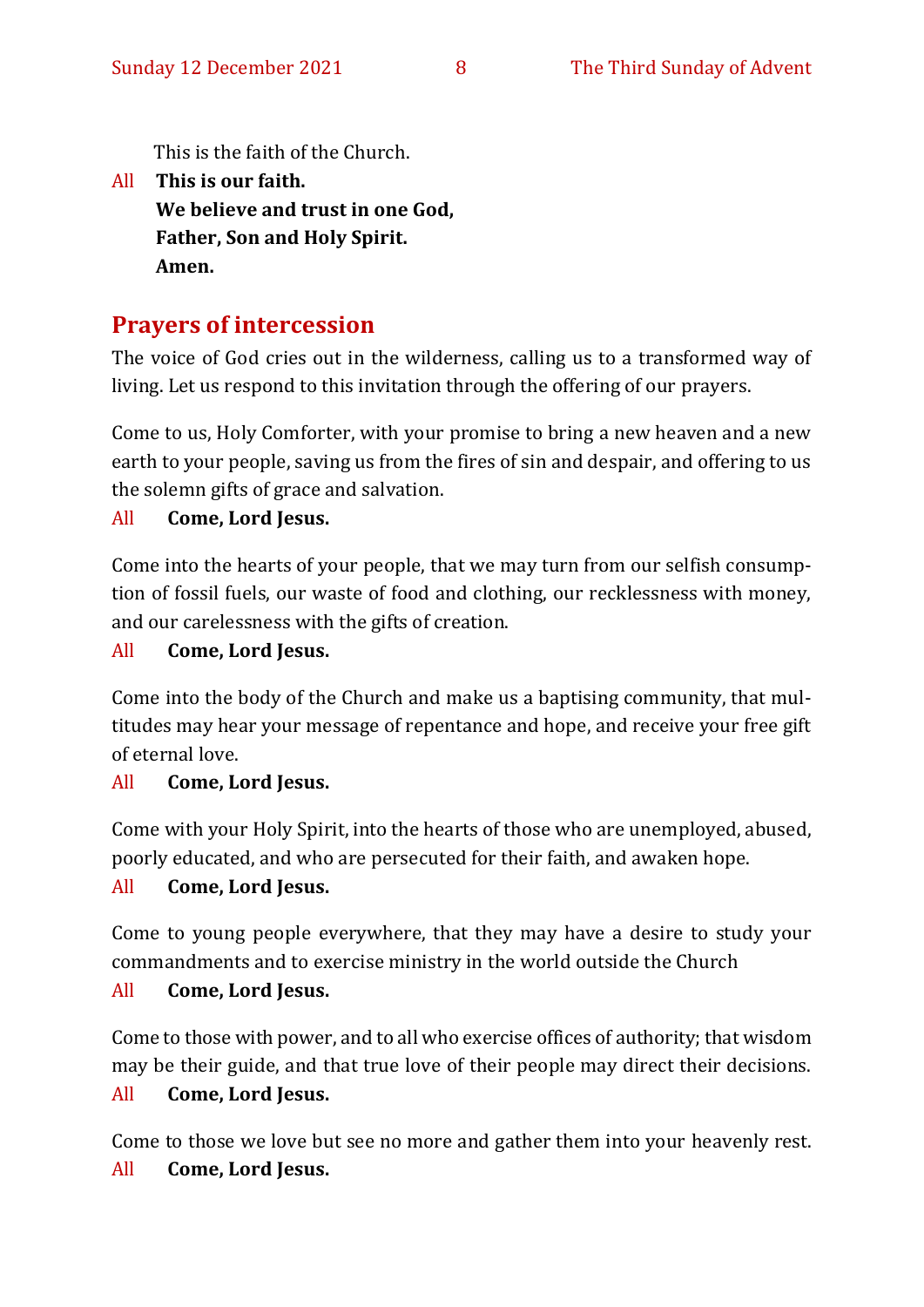This is the faith of the Church.

All **This is our faith.**
**We believe and trust in one God,**
**Father, Son and Holy Spirit.**
**Amen.**

## Prayers of intercession

The voice of God cries out in the wilderness, calling us to a transformed way of living. Let us respond to this invitation through the offering of our prayers.

Come to us, Holy Comforter, with your promise to bring a new heaven and a new earth to your people, saving us from the fires of sin and despair, and offering to us the solemn gifts of grace and salvation.

All **Come, Lord Jesus.**

Come into the hearts of your people, that we may turn from our selfish consumption of fossil fuels, our waste of food and clothing, our recklessness with money, and our carelessness with the gifts of creation.

All **Come, Lord Jesus.**

Come into the body of the Church and make us a baptising community, that multitudes may hear your message of repentance and hope, and receive your free gift of eternal love.

All **Come, Lord Jesus.**

Come with your Holy Spirit, into the hearts of those who are unemployed, abused, poorly educated, and who are persecuted for their faith, and awaken hope.

All **Come, Lord Jesus.**

Come to young people everywhere, that they may have a desire to study your commandments and to exercise ministry in the world outside the Church

All **Come, Lord Jesus.**

Come to those with power, and to all who exercise offices of authority; that wisdom may be their guide, and that true love of their people may direct their decisions.

All **Come, Lord Jesus.**

Come to those we love but see no more and gather them into your heavenly rest.

All **Come, Lord Jesus.**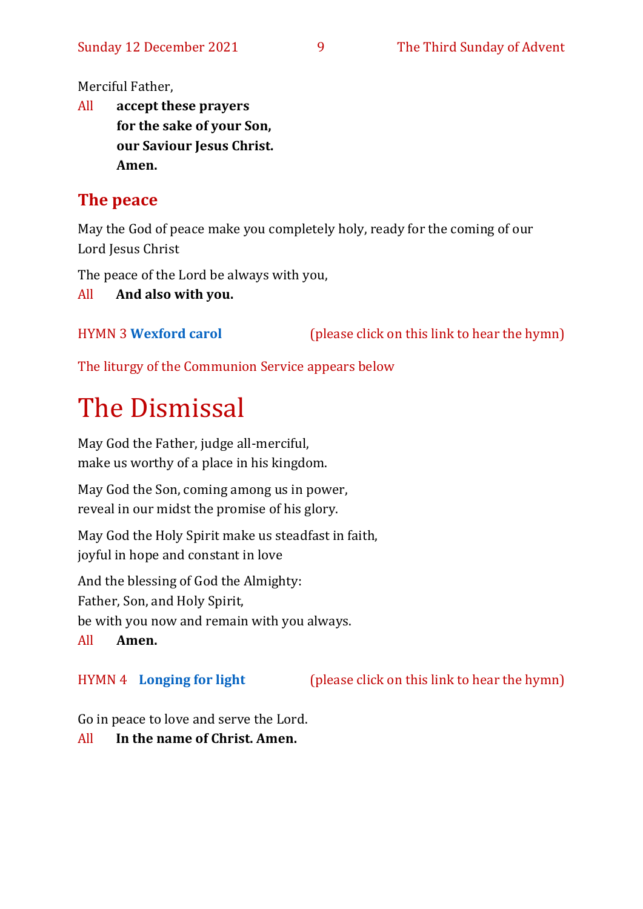Merciful Father,

All **accept these prayers**
**for the sake of your Son,**
**our Saviour Jesus Christ.**
**Amen.**

## The peace

May the God of peace make you completely holy, ready for the coming of our Lord Jesus Christ

The peace of the Lord be always with you,

All **And also with you.**

HYMN 3 **Wexford carol** (please click on this link to hear the hymn)

The liturgy of the Communion Service appears below

# The Dismissal

May God the Father, judge all-merciful,
make us worthy of a place in his kingdom.

May God the Son, coming among us in power,
reveal in our midst the promise of his glory.

May God the Holy Spirit make us steadfast in faith,
joyful in hope and constant in love

And the blessing of God the Almighty:
Father, Son, and Holy Spirit,
be with you now and remain with you always.

All **Amen.**

HYMN 4 **Longing for light** (please click on this link to hear the hymn)

Go in peace to love and serve the Lord.

All **In the name of Christ. Amen.**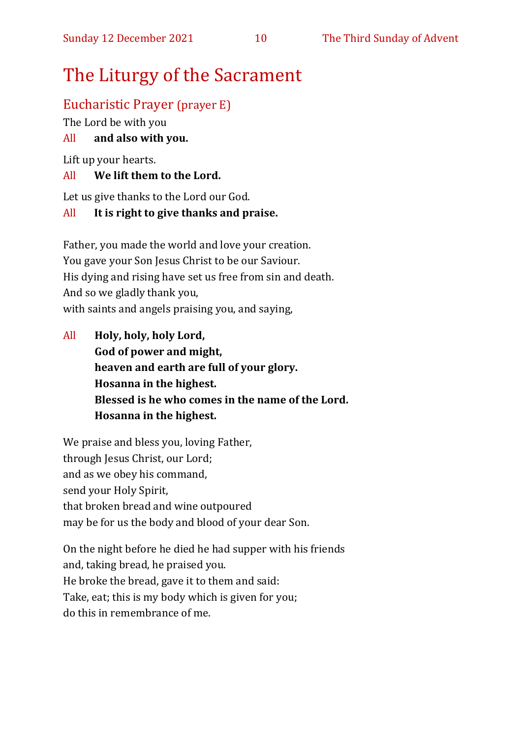# The Liturgy of the Sacrament

## Eucharistic Prayer (prayer E)

The Lord be with you

All **and also with you.**

Lift up your hearts.

All **We lift them to the Lord.**

Let us give thanks to the Lord our God.

All **It is right to give thanks and praise.**

Father, you made the world and love your creation.
You gave your Son Jesus Christ to be our Saviour.
His dying and rising have set us free from sin and death.
And so we gladly thank you,
with saints and angels praising you, and saying,

All **Holy, holy, holy Lord,**
**God of power and might,**
**heaven and earth are full of your glory.**
**Hosanna in the highest.**
**Blessed is he who comes in the name of the Lord.**
**Hosanna in the highest.**

We praise and bless you, loving Father,
through Jesus Christ, our Lord;
and as we obey his command,
send your Holy Spirit,
that broken bread and wine outpoured
may be for us the body and blood of your dear Son.

On the night before he died he had supper with his friends
and, taking bread, he praised you.
He broke the bread, gave it to them and said:
Take, eat; this is my body which is given for you;
do this in remembrance of me.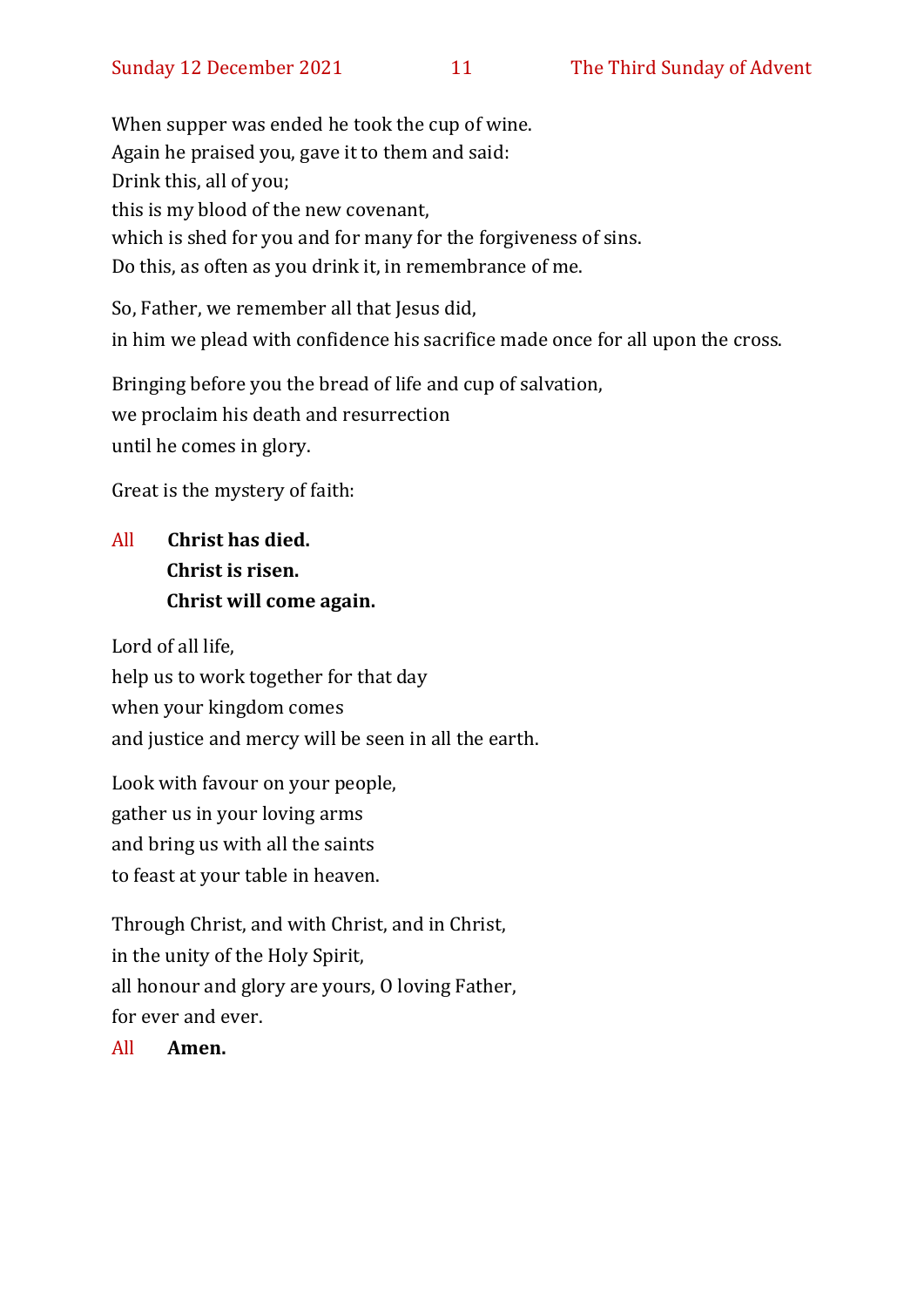When supper was ended he took the cup of wine.
Again he praised you, gave it to them and said:
Drink this, all of you;
this is my blood of the new covenant,
which is shed for you and for many for the forgiveness of sins.
Do this, as often as you drink it, in remembrance of me.

So, Father, we remember all that Jesus did,
in him we plead with confidence his sacrifice made once for all upon the cross.

Bringing before you the bread of life and cup of salvation,
we proclaim his death and resurrection
until he comes in glory.

Great is the mystery of faith:

All **Christ has died.**
**Christ is risen.**
**Christ will come again.**

Lord of all life,
help us to work together for that day
when your kingdom comes
and justice and mercy will be seen in all the earth.

Look with favour on your people,
gather us in your loving arms
and bring us with all the saints
to feast at your table in heaven.

Through Christ, and with Christ, and in Christ,
in the unity of the Holy Spirit,
all honour and glory are yours, O loving Father,
for ever and ever.

All **Amen.**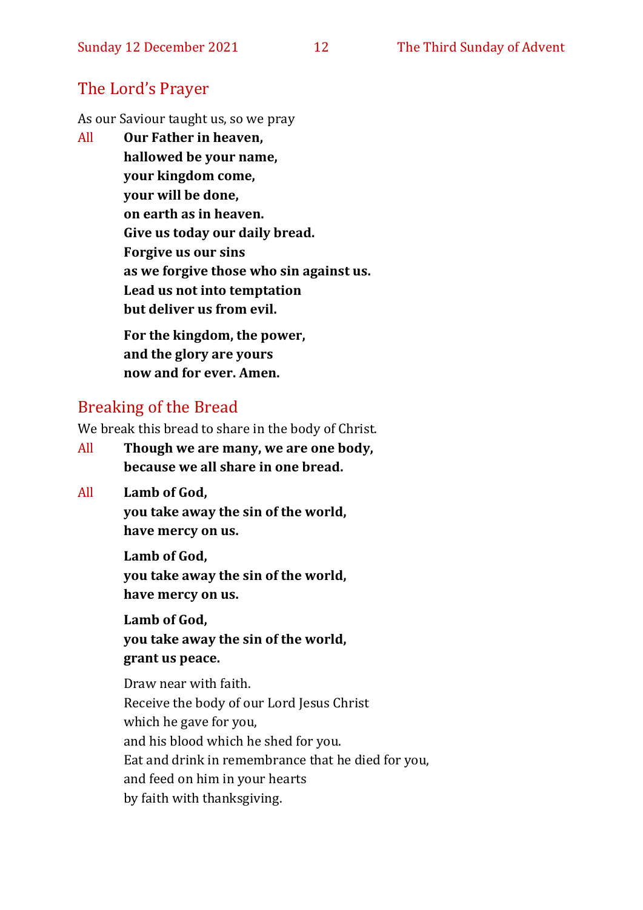## The Lord's Prayer

As our Saviour taught us, so we pray

All **Our Father in heaven,**
**hallowed be your name,**
**your kingdom come,**
**your will be done,**
**on earth as in heaven.**
**Give us today our daily bread.**
**Forgive us our sins**
**as we forgive those who sin against us.**
**Lead us not into temptation**
**but deliver us from evil.**

**For the kingdom, the power,**
**and the glory are yours**
**now and for ever. Amen.**

## Breaking of the Bread

We break this bread to share in the body of Christ.

All **Though we are many, we are one body,**
**because we all share in one bread.**

All **Lamb of God,**
**you take away the sin of the world,**
**have mercy on us.**

**Lamb of God,**
**you take away the sin of the world,**
**have mercy on us.**

**Lamb of God,**
**you take away the sin of the world,**
**grant us peace.**

Draw near with faith.
Receive the body of our Lord Jesus Christ
which he gave for you,
and his blood which he shed for you.
Eat and drink in remembrance that he died for you,
and feed on him in your hearts
by faith with thanksgiving.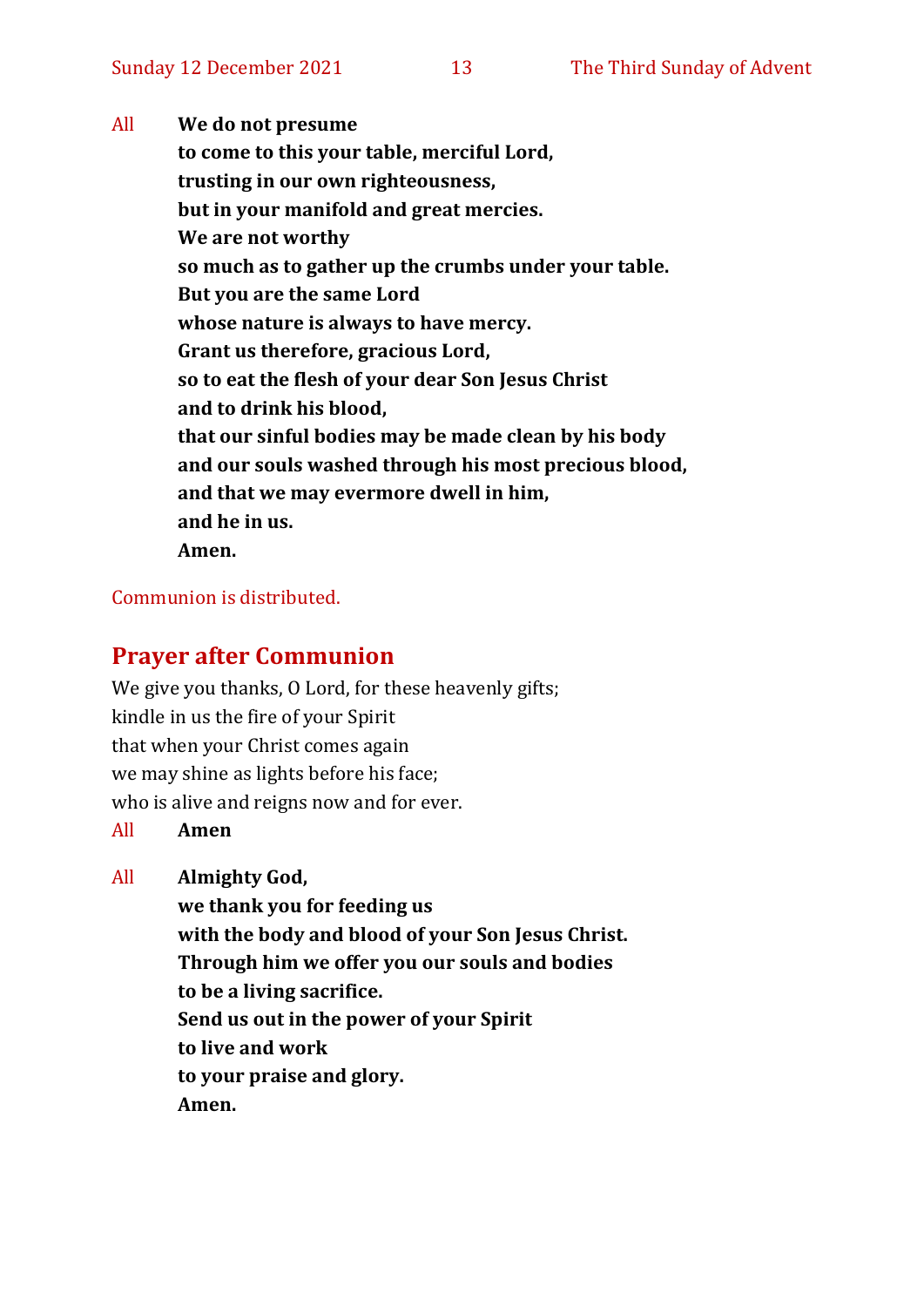All **We do not presume**
**to come to this your table, merciful Lord,**
**trusting in our own righteousness,**
**but in your manifold and great mercies.**
**We are not worthy**
**so much as to gather up the crumbs under your table.**
**But you are the same Lord**
**whose nature is always to have mercy.**
**Grant us therefore, gracious Lord,**
**so to eat the flesh of your dear Son Jesus Christ**
**and to drink his blood,**
**that our sinful bodies may be made clean by his body**
**and our souls washed through his most precious blood,**
**and that we may evermore dwell in him,**
**and he in us.**
**Amen.**

Communion is distributed.

## Prayer after Communion

We give you thanks, O Lord, for these heavenly gifts;
kindle in us the fire of your Spirit
that when your Christ comes again
we may shine as lights before his face;
who is alive and reigns now and for ever.

All **Amen**

All **Almighty God,**
**we thank you for feeding us**
**with the body and blood of your Son Jesus Christ.**
**Through him we offer you our souls and bodies**
**to be a living sacrifice.**
**Send us out in the power of your Spirit**
**to live and work**
**to your praise and glory.**
**Amen.**